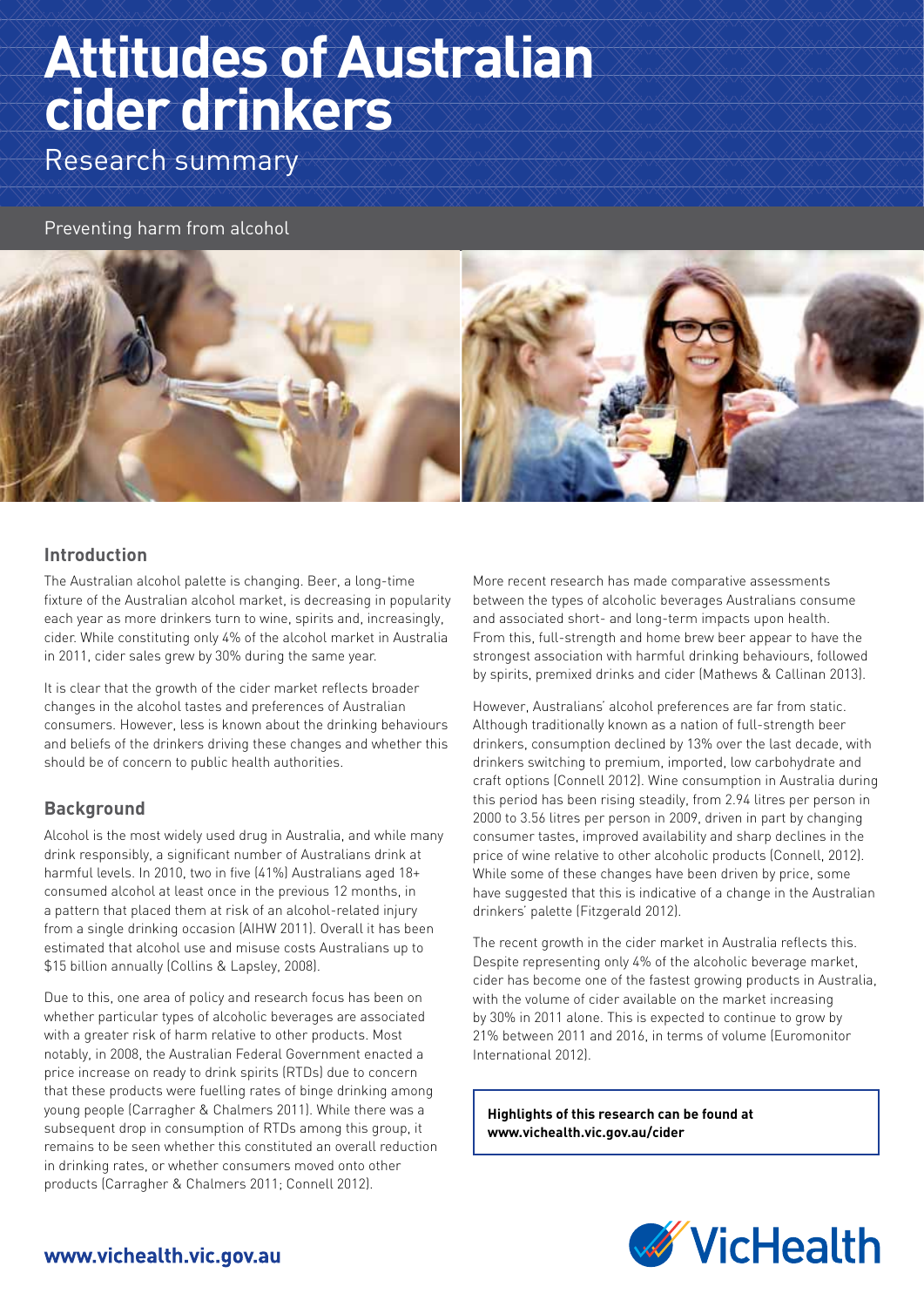# Attitudes of Australian cider drinkers

Research summary

Preventing harm from alcohol

## Introduction

The Australian alcohol palette is changing. Beer, a long-time fixture of the Australian alcohol market, is decreasing in popularity each year as more drinkers turn to wine, spirits and, increasingly, cider. While constituting only 4% of the alcohol market in Australia in 2011, cider sales grew by 30% during the same year.

It is clear that the growth of the cider market reflects broader changes in the alcohol tastes and preferences of Australian consumers. However, less is known about the drinking behaviours and beliefs of the drinkers driving these changes and whether this should be of concern to public health authorities.

## Background

Alcohol is the most widely used drug in Australia, and while many drink responsibly, a significant number of Australians drink at harmful levels. In 2010, two in five (41%) Australians aged 18+ consumed alcohol at least once in the previous 12 months, in a pattern that placed them at risk of an alcohol-related injury from a single drinking occasion (AIHW 2011). Overall it has been estimated that alcohol use and misuse costs Australians up to $15 billion annually (Collins & Lapsley, 2008).

Due to this, one area of policy and research focus has been on whether particular types of alcoholic beverages are associated with a greater risk of harm relative to other products. Most notably, in 2008, the Australian Federal Government enacted a price increase on ready to drink spirits (RTDs) due to concern that these products were fuelling rates of binge drinking among young people (Carragher & Chalmers 2011). While there was a subsequent drop in consumption of RTDs among this group, it remains to be seen whether this constituted an overall reduction in drinking rates, or whether consumers moved onto other products (Carragher & Chalmers 2011; Connell 2012).

More recent research has made comparative assessments between the types of alcoholic beverages Australians consume and associated short- and long-term impacts upon health. From this, full-strength and home brew beer appear to have the strongest association with harmful drinking behaviours, followed by spirits, premixed drinks and cider (Mathews & Callinan 2013).

However, Australians' alcohol preferences are far from static. Although traditionally known as a nation of full-strength beer drinkers, consumption declined by 13% over the last decade, with drinkers switching to premium, imported, low carbohydrate and craft options (Connell 2012). Wine consumption in Australia during this period has been rising steadily, from 2.94 litres per person in 2000 to 3.56 litres per person in 2009, driven in part by changing consumer tastes, improved availability and sharp declines in the price of wine relative to other alcoholic products (Connell, 2012). While some of these changes have been driven by price, some have suggested that this is indicative of a change in the Australian drinkers' palette (Fitzgerald 2012).

The recent growth in the cider market in Australia reflects this. Despite representing only 4% of the alcoholic beverage market, cider has become one of the fastest growing products in Australia, with the volume of cider available on the market increasing by 30% in 2011 alone. This is expected to continue to grow by 21% between 2011 and 2016, in terms of volume (Euromonitor International 2012).

**Highlights of this research can be found at www.vichealth.vic.gov.au/cider**

**www.vichealth.vic.gov.au**

VicHealth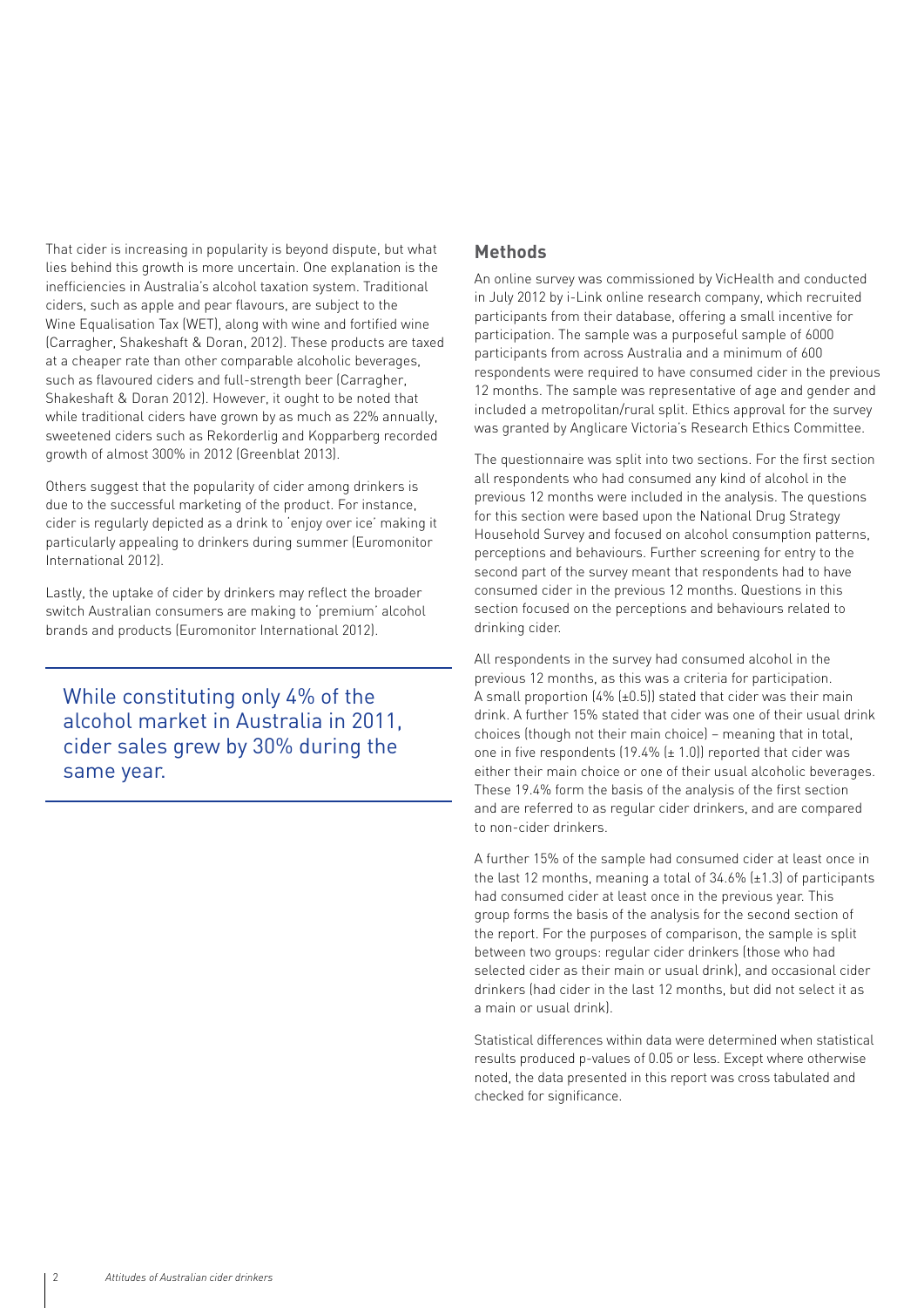That cider is increasing in popularity is beyond dispute, but what lies behind this growth is more uncertain. One explanation is the inefficiencies in Australia's alcohol taxation system. Traditional ciders, such as apple and pear flavours, are subject to the Wine Equalisation Tax (WET), along with wine and fortified wine (Carragher, Shakeshaft & Doran, 2012). These products are taxed at a cheaper rate than other comparable alcoholic beverages, such as flavoured ciders and full-strength beer (Carragher, Shakeshaft & Doran 2012). However, it ought to be noted that while traditional ciders have grown by as much as 22% annually, sweetened ciders such as Rekorderlig and Kopparberg recorded growth of almost 300% in 2012 (Greenblat 2013).

Others suggest that the popularity of cider among drinkers is due to the successful marketing of the product. For instance, cider is regularly depicted as a drink to 'enjoy over ice' making it particularly appealing to drinkers during summer (Euromonitor International 2012).

Lastly, the uptake of cider by drinkers may reflect the broader switch Australian consumers are making to 'premium' alcohol brands and products (Euromonitor International 2012).

> While constituting only 4% of the alcohol market in Australia in 2011, cider sales grew by 30% during the same year.

## Methods

An online survey was commissioned by VicHealth and conducted in July 2012 by i-Link online research company, which recruited participants from their database, offering a small incentive for participation. The sample was a purposeful sample of 6000 participants from across Australia and a minimum of 600 respondents were required to have consumed cider in the previous 12 months. The sample was representative of age and gender and included a metropolitan/rural split. Ethics approval for the survey was granted by Anglicare Victoria's Research Ethics Committee.

The questionnaire was split into two sections. For the first section all respondents who had consumed any kind of alcohol in the previous 12 months were included in the analysis. The questions for this section were based upon the National Drug Strategy Household Survey and focused on alcohol consumption patterns, perceptions and behaviours. Further screening for entry to the second part of the survey meant that respondents had to have consumed cider in the previous 12 months. Questions in this section focused on the perceptions and behaviours related to drinking cider.

All respondents in the survey had consumed alcohol in the previous 12 months, as this was a criteria for participation. A small proportion (4% (±0.5)) stated that cider was their main drink. A further 15% stated that cider was one of their usual drink choices (though not their main choice) – meaning that in total, one in five respondents (19.4% (± 1.0)) reported that cider was either their main choice or one of their usual alcoholic beverages. These 19.4% form the basis of the analysis of the first section and are referred to as regular cider drinkers, and are compared to non-cider drinkers.

A further 15% of the sample had consumed cider at least once in the last 12 months, meaning a total of 34.6% (±1.3) of participants had consumed cider at least once in the previous year. This group forms the basis of the analysis for the second section of the report. For the purposes of comparison, the sample is split between two groups: regular cider drinkers (those who had selected cider as their main or usual drink), and occasional cider drinkers (had cider in the last 12 months, but did not select it as a main or usual drink).

Statistical differences within data were determined when statistical results produced p-values of 0.05 or less. Except where otherwise noted, the data presented in this report was cross tabulated and checked for significance.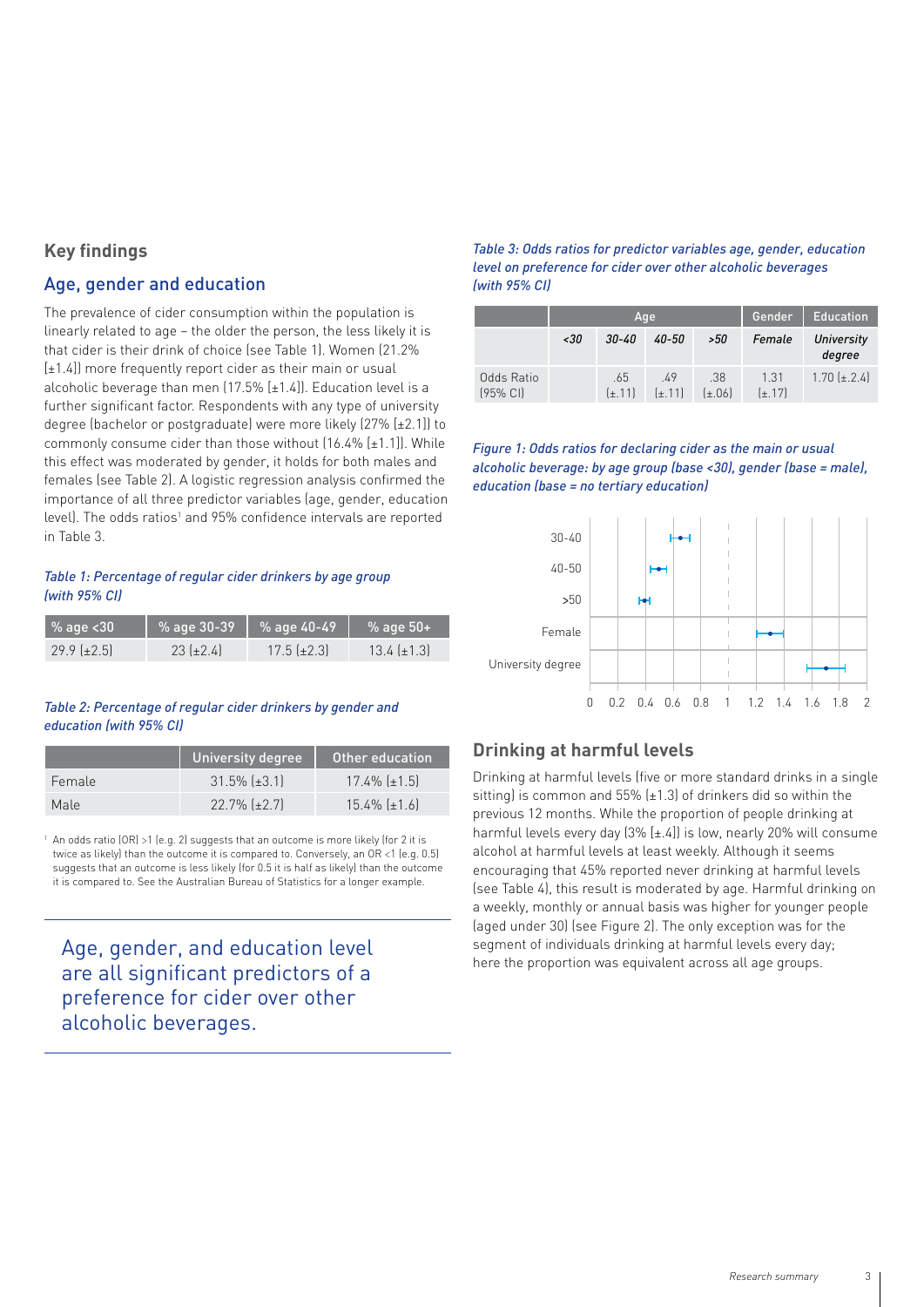## Key findings

### Age, gender and education

The prevalence of cider consumption within the population is linearly related to age – the older the person, the less likely it is that cider is their drink of choice (see Table 1). Women (21.2% [±1.4]) more frequently report cider as their main or usual alcoholic beverage than men (17.5% [±1.4]). Education level is a further significant factor. Respondents with any type of university degree (bachelor or postgraduate) were more likely (27% [±2.1]) to commonly consume cider than those without (16.4% [±1.1]). While this effect was moderated by gender, it holds for both males and females (see Table 2). A logistic regression analysis confirmed the importance of all three predictor variables (age, gender, education level). The odds ratios[1] and 95% confidence intervals are reported in Table 3.

*Table 1: Percentage of regular cider drinkers by age group (with 95% CI)*

| % age <30 | % age 30-39 | % age 40-49 | % age 50+ |
|---|---|---|---|
| 29.9 (±2.5) | 23 (±2.4) | 17.5 (±2.3) | 13.4 (±1.3) |

*Table 2: Percentage of regular cider drinkers by gender and education (with 95% CI)*

| | University degree | Other education |
|---|---|---|
| Female | 31.5% (±3.1) | 17.4% (±1.5) |
| Male | 22.7% (±2.7) | 15.4% (±1.6) |

[1] An odds ratio (OR) >1 (e.g. 2) suggests that an outcome is more likely (for 2 it is twice as likely) than the outcome it is compared to. Conversely, an OR <1 (e.g. 0.5) suggests that an outcome is less likely (for 0.5 it is half as likely) than the outcome it is compared to. See the Australian Bureau of Statistics for a longer example.

> Age, gender, and education level are all significant predictors of a preference for cider over other alcoholic beverages.

*Table 3: Odds ratios for predictor variables age, gender, education level on preference for cider over other alcoholic beverages (with 95% CI)*

| | Age | | | | Gender | Education |
|---|---|---|---|---|---|---|
| | *<30* | *30-40* | *40-50* | *>50* | *Female* | *University degree* |
| Odds Ratio (95% CI) | | .65 (±.11) | .49 (±.11) | .38 (±.06) | 1.31 (±.17) | 1.70 (±.2.4) |

*Figure 1: Odds ratios for declaring cider as the main or usual alcoholic beverage: by age group (base <30), gender (base = male), education (base = no tertiary education)*

| Variable | Odds ratio |
|---|---|
| 30-40 | ~0.65 |
| 40-50 | ~0.49 |
| >50 | ~0.38 |
| Female | ~1.31 |
| University degree | ~1.70 |

### Drinking at harmful levels

Drinking at harmful levels (five or more standard drinks in a single sitting) is common and 55% (±1.3) of drinkers did so within the previous 12 months. While the proportion of people drinking at harmful levels every day (3% [±.4]) is low, nearly 20% will consume alcohol at harmful levels at least weekly. Although it seems encouraging that 45% reported never drinking at harmful levels (see Table 4), this result is moderated by age. Harmful drinking on a weekly, monthly or annual basis was higher for younger people (aged under 30) (see Figure 2). The only exception was for the segment of individuals drinking at harmful levels every day; here the proportion was equivalent across all age groups.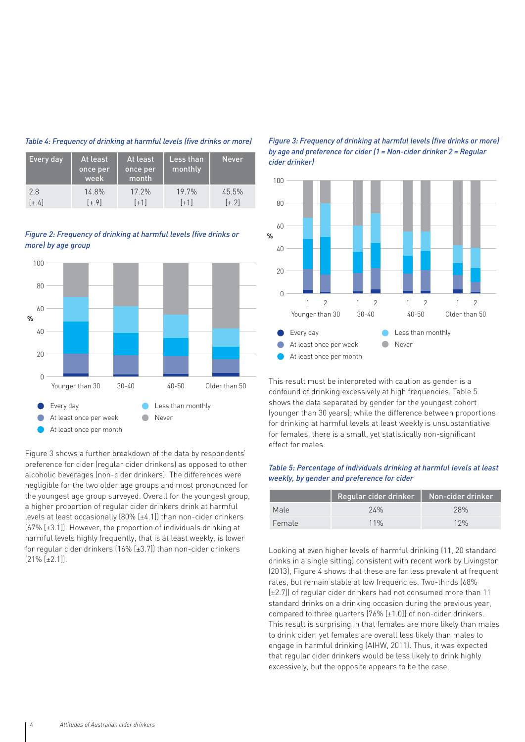*Table 4: Frequency of drinking at harmful levels (five drinks or more)*

| Every day | At least once per week | At least once per month | Less than monthly | Never |
|---|---|---|---|---|
| 2.8 [±.4] | 14.8% [±.9] | 17.2% [±1] | 19.7% [±1] | 45.5% [±.2] |

*Figure 2: Frequency of drinking at harmful levels (five drinks or more) by age group*

Figure 3 shows a further breakdown of the data by respondents' preference for cider (regular cider drinkers) as opposed to other alcoholic beverages (non-cider drinkers). The differences were negligible for the two older age groups and most pronounced for the youngest age group surveyed. Overall for the youngest group, a higher proportion of regular cider drinkers drink at harmful levels at least occasionally (80% [±4.1]) than non-cider drinkers (67% [±3.1]). However, the proportion of individuals drinking at harmful levels highly frequently, that is at least weekly, is lower for regular cider drinkers (16% [±3.7]) than non-cider drinkers (21% [±2.1]).

*Figure 3: Frequency of drinking at harmful levels (five drinks or more) by age and preference for cider (1 = Non-cider drinker 2 = Regular cider drinker)*

This result must be interpreted with caution as gender is a confound of drinking excessively at high frequencies. Table 5 shows the data separated by gender for the youngest cohort (younger than 30 years); while the difference between proportions for drinking at harmful levels at least weekly is unsubstantiative for females, there is a small, yet statistically non-significant effect for males.

*Table 5: Percentage of individuals drinking at harmful levels at least weekly, by gender and preference for cider*

| | Regular cider drinker | Non-cider drinker |
|---|---|---|
| Male | 24% | 28% |
| Female | 11% | 12% |

Looking at even higher levels of harmful drinking (11, 20 standard drinks in a single sitting) consistent with recent work by Livingston (2013), Figure 4 shows that these are far less prevalent at frequent rates, but remain stable at low frequencies. Two-thirds (68% [±2.7]) of regular cider drinkers had not consumed more than 11 standard drinks on a drinking occasion during the previous year, compared to three quarters (76% [±1.0]) of non-cider drinkers. This result is surprising in that females are more likely than males to drink cider, yet females are overall less likely than males to engage in harmful drinking (AIHW, 2011). Thus, it was expected that regular cider drinkers would be less likely to drink highly excessively, but the opposite appears to be the case.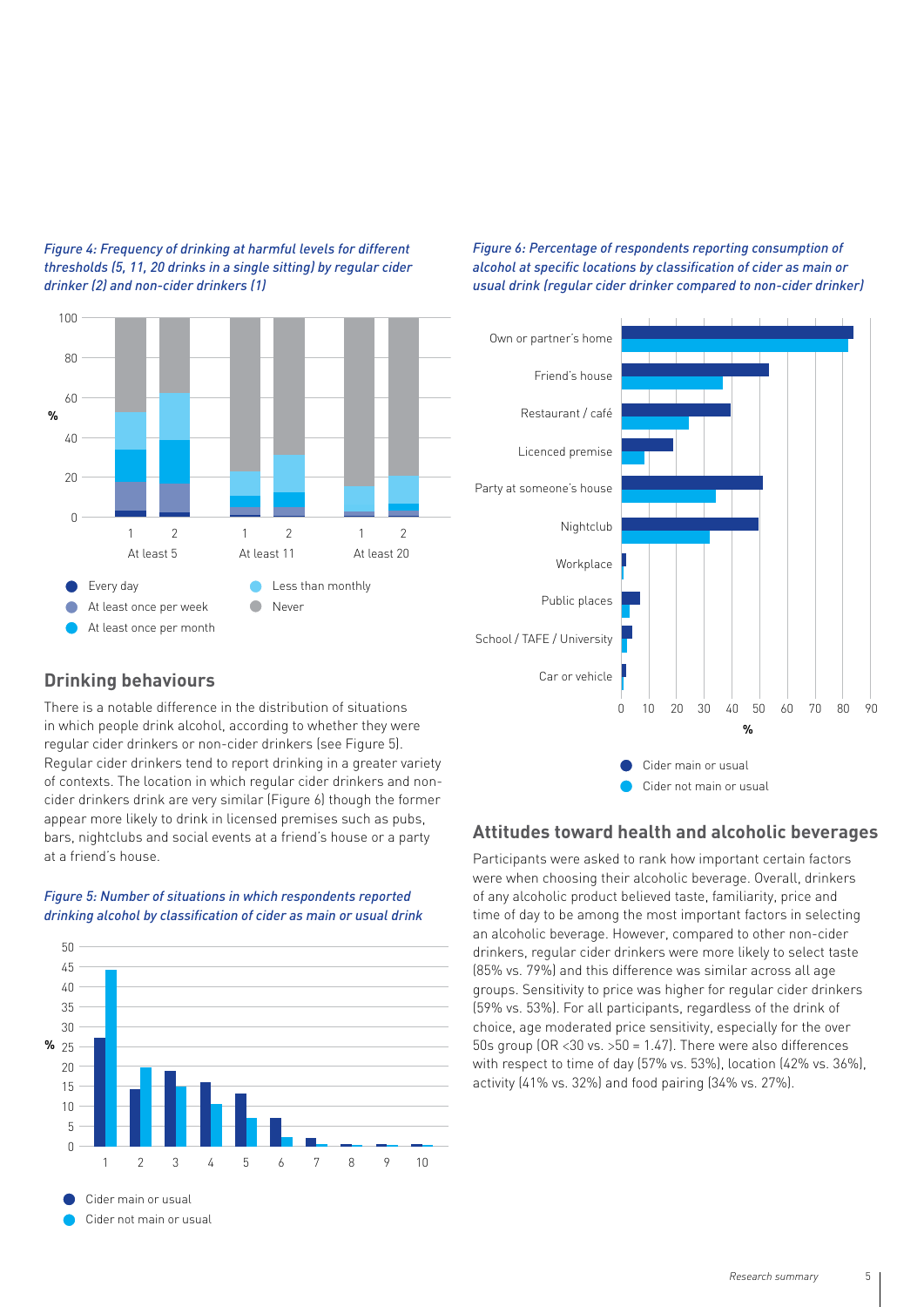*Figure 4: Frequency of drinking at harmful levels for different thresholds (5, 11, 20 drinks in a single sitting) by regular cider drinker (2) and non-cider drinkers (1)*

## Drinking behaviours

There is a notable difference in the distribution of situations in which people drink alcohol, according to whether they were regular cider drinkers or non-cider drinkers (see Figure 5). Regular cider drinkers tend to report drinking in a greater variety of contexts. The location in which regular cider drinkers and non-cider drinkers drink are very similar (Figure 6) though the former appear more likely to drink in licensed premises such as pubs, bars, nightclubs and social events at a friend's house or a party at a friend's house.

*Figure 5: Number of situations in which respondents reported drinking alcohol by classification of cider as main or usual drink*

*Figure 6: Percentage of respondents reporting consumption of alcohol at specific locations by classification of cider as main or usual drink (regular cider drinker compared to non-cider drinker)*

## Attitudes toward health and alcoholic beverages

Participants were asked to rank how important certain factors were when choosing their alcoholic beverage. Overall, drinkers of any alcoholic product believed taste, familiarity, price and time of day to be among the most important factors in selecting an alcoholic beverage. However, compared to other non-cider drinkers, regular cider drinkers were more likely to select taste (85% vs. 79%) and this difference was similar across all age groups. Sensitivity to price was higher for regular cider drinkers (59% vs. 53%). For all participants, regardless of the drink of choice, age moderated price sensitivity, especially for the over 50s group (OR <30 vs. >50 = 1.47). There were also differences with respect to time of day (57% vs. 53%), location (42% vs. 36%), activity (41% vs. 32%) and food pairing (34% vs. 27%).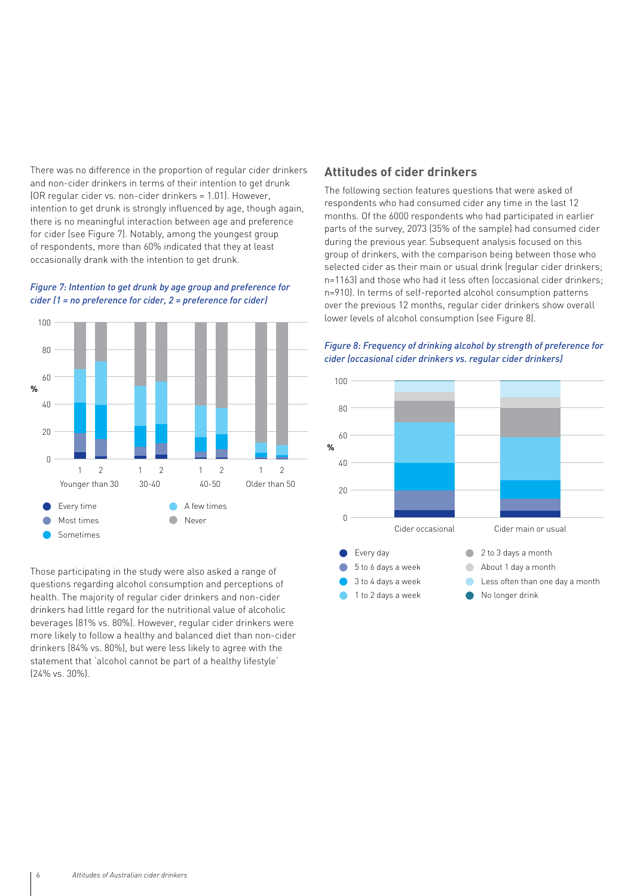There was no difference in the proportion of regular cider drinkers and non-cider drinkers in terms of their intention to get drunk (OR regular cider vs. non-cider drinkers = 1.01). However, intention to get drunk is strongly influenced by age, though again, there is no meaningful interaction between age and preference for cider (see Figure 7). Notably, among the youngest group of respondents, more than 60% indicated that they at least occasionally drank with the intention to get drunk.

*Figure 7: Intention to get drunk by age group and preference for cider (1 = no preference for cider, 2 = preference for cider)*

Those participating in the study were also asked a range of questions regarding alcohol consumption and perceptions of health. The majority of regular cider drinkers and non-cider drinkers had little regard for the nutritional value of alcoholic beverages (81% vs. 80%). However, regular cider drinkers were more likely to follow a healthy and balanced diet than non-cider drinkers (84% vs. 80%), but were less likely to agree with the statement that 'alcohol cannot be part of a healthy lifestyle' (24% vs. 30%).

## Attitudes of cider drinkers

The following section features questions that were asked of respondents who had consumed cider any time in the last 12 months. Of the 6000 respondents who had participated in earlier parts of the survey, 2073 (35% of the sample) had consumed cider during the previous year. Subsequent analysis focused on this group of drinkers, with the comparison being between those who selected cider as their main or usual drink (regular cider drinkers; n=1163) and those who had it less often (occasional cider drinkers; n=910). In terms of self-reported alcohol consumption patterns over the previous 12 months, regular cider drinkers show overall lower levels of alcohol consumption (see Figure 8).

*Figure 8: Frequency of drinking alcohol by strength of preference for cider (occasional cider drinkers vs. regular cider drinkers)*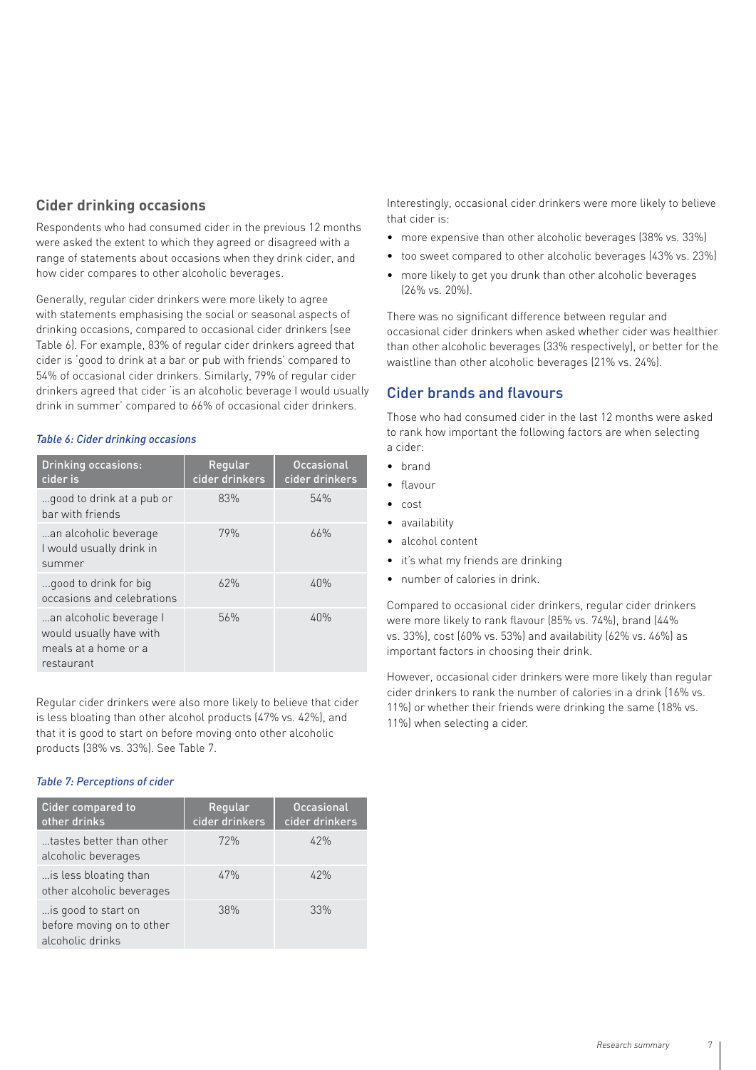## Cider drinking occasions

Respondents who had consumed cider in the previous 12 months were asked the extent to which they agreed or disagreed with a range of statements about occasions when they drink cider, and how cider compares to other alcoholic beverages.

Generally, regular cider drinkers were more likely to agree with statements emphasising the social or seasonal aspects of drinking occasions, compared to occasional cider drinkers (see Table 6). For example, 83% of regular cider drinkers agreed that cider is 'good to drink at a bar or pub with friends' compared to 54% of occasional cider drinkers. Similarly, 79% of regular cider drinkers agreed that cider 'is an alcoholic beverage I would usually drink in summer' compared to 66% of occasional cider drinkers.

*Table 6: Cider drinking occasions*

| Drinking occasions: cider is | Regular cider drinkers | Occasional cider drinkers |
|---|---|---|
| ...good to drink at a pub or bar with friends | 83% | 54% |
| ...an alcoholic beverage I would usually drink in summer | 79% | 66% |
| ...good to drink for big occasions and celebrations | 62% | 40% |
| ...an alcoholic beverage I would usually have with meals at a home or a restaurant | 56% | 40% |

Regular cider drinkers were also more likely to believe that cider is less bloating than other alcohol products (47% vs. 42%), and that it is good to start on before moving onto other alcoholic products (38% vs. 33%). See Table 7.

*Table 7: Perceptions of cider*

| Cider compared to other drinks | Regular cider drinkers | Occasional cider drinkers |
|---|---|---|
| ...tastes better than other alcoholic beverages | 72% | 42% |
| ...is less bloating than other alcoholic beverages | 47% | 42% |
| ...is good to start on before moving on to other alcoholic drinks | 38% | 33% |

Interestingly, occasional cider drinkers were more likely to believe that cider is:

- more expensive than other alcoholic beverages (38% vs. 33%)
- too sweet compared to other alcoholic beverages (43% vs. 23%)
- more likely to get you drunk than other alcoholic beverages (26% vs. 20%).

There was no significant difference between regular and occasional cider drinkers when asked whether cider was healthier than other alcoholic beverages (33% respectively), or better for the waistline than other alcoholic beverages (21% vs. 24%).

## Cider brands and flavours

Those who had consumed cider in the last 12 months were asked to rank how important the following factors are when selecting a cider:

- brand
- flavour
- cost
- availability
- alcohol content
- it's what my friends are drinking
- number of calories in drink.

Compared to occasional cider drinkers, regular cider drinkers were more likely to rank flavour (85% vs. 74%), brand (44% vs. 33%), cost (60% vs. 53%) and availability (62% vs. 46%) as important factors in choosing their drink.

However, occasional cider drinkers were more likely than regular cider drinkers to rank the number of calories in a drink (16% vs. 11%) or whether their friends were drinking the same (18% vs. 11%) when selecting a cider.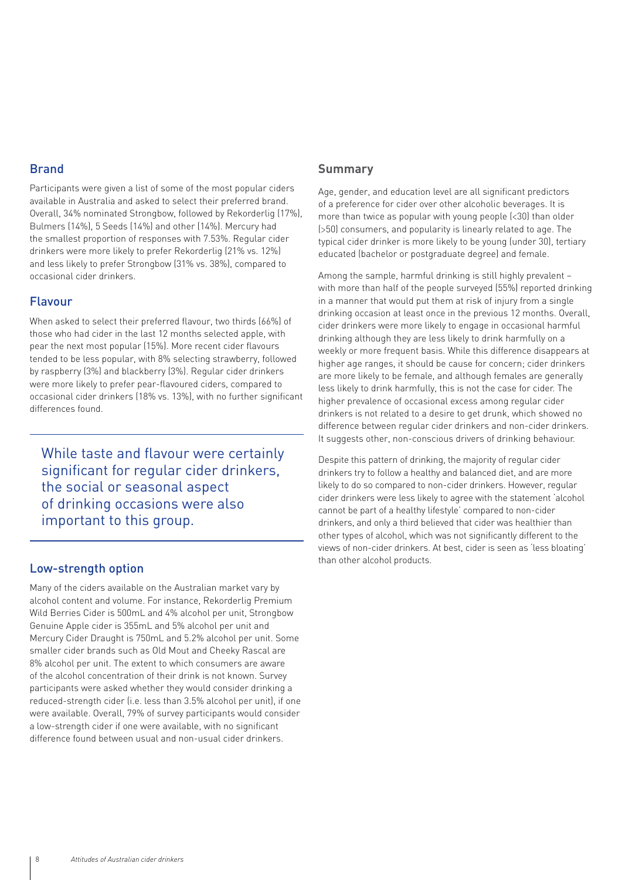## Brand

Participants were given a list of some of the most popular ciders available in Australia and asked to select their preferred brand. Overall, 34% nominated Strongbow, followed by Rekorderlig (17%), Bulmers (14%), 5 Seeds (14%) and other (14%). Mercury had the smallest proportion of responses with 7.53%. Regular cider drinkers were more likely to prefer Rekorderlig (21% vs. 12%) and less likely to prefer Strongbow (31% vs. 38%), compared to occasional cider drinkers.

## Flavour

When asked to select their preferred flavour, two thirds (66%) of those who had cider in the last 12 months selected apple, with pear the next most popular (15%). More recent cider flavours tended to be less popular, with 8% selecting strawberry, followed by raspberry (3%) and blackberry (3%). Regular cider drinkers were more likely to prefer pear-flavoured ciders, compared to occasional cider drinkers (18% vs. 13%), with no further significant differences found.

> While taste and flavour were certainly significant for regular cider drinkers, the social or seasonal aspect of drinking occasions were also important to this group.

## Low-strength option

Many of the ciders available on the Australian market vary by alcohol content and volume. For instance, Rekorderlig Premium Wild Berries Cider is 500mL and 4% alcohol per unit, Strongbow Genuine Apple cider is 355mL and 5% alcohol per unit and Mercury Cider Draught is 750mL and 5.2% alcohol per unit. Some smaller cider brands such as Old Mout and Cheeky Rascal are 8% alcohol per unit. The extent to which consumers are aware of the alcohol concentration of their drink is not known. Survey participants were asked whether they would consider drinking a reduced-strength cider (i.e. less than 3.5% alcohol per unit), if one were available. Overall, 79% of survey participants would consider a low-strength cider if one were available, with no significant difference found between usual and non-usual cider drinkers.

## Summary

Age, gender, and education level are all significant predictors of a preference for cider over other alcoholic beverages. It is more than twice as popular with young people (<30) than older (>50) consumers, and popularity is linearly related to age. The typical cider drinker is more likely to be young (under 30), tertiary educated (bachelor or postgraduate degree) and female.

Among the sample, harmful drinking is still highly prevalent – with more than half of the people surveyed (55%) reported drinking in a manner that would put them at risk of injury from a single drinking occasion at least once in the previous 12 months. Overall, cider drinkers were more likely to engage in occasional harmful drinking although they are less likely to drink harmfully on a weekly or more frequent basis. While this difference disappears at higher age ranges, it should be cause for concern; cider drinkers are more likely to be female, and although females are generally less likely to drink harmfully, this is not the case for cider. The higher prevalence of occasional excess among regular cider drinkers is not related to a desire to get drunk, which showed no difference between regular cider drinkers and non-cider drinkers. It suggests other, non-conscious drivers of drinking behaviour.

Despite this pattern of drinking, the majority of regular cider drinkers try to follow a healthy and balanced diet, and are more likely to do so compared to non-cider drinkers. However, regular cider drinkers were less likely to agree with the statement 'alcohol cannot be part of a healthy lifestyle' compared to non-cider drinkers, and only a third believed that cider was healthier than other types of alcohol, which was not significantly different to the views of non-cider drinkers. At best, cider is seen as 'less bloating' than other alcohol products.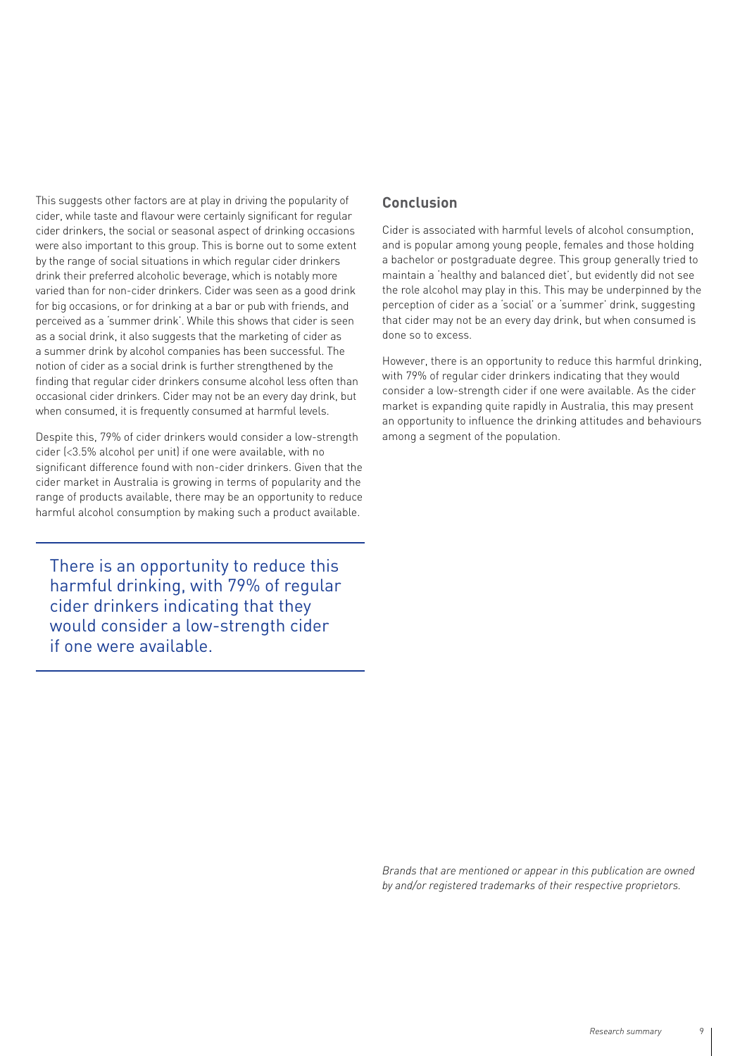This suggests other factors are at play in driving the popularity of cider, while taste and flavour were certainly significant for regular cider drinkers, the social or seasonal aspect of drinking occasions were also important to this group. This is borne out to some extent by the range of social situations in which regular cider drinkers drink their preferred alcoholic beverage, which is notably more varied than for non-cider drinkers. Cider was seen as a good drink for big occasions, or for drinking at a bar or pub with friends, and perceived as a 'summer drink'. While this shows that cider is seen as a social drink, it also suggests that the marketing of cider as a summer drink by alcohol companies has been successful. The notion of cider as a social drink is further strengthened by the finding that regular cider drinkers consume alcohol less often than occasional cider drinkers. Cider may not be an every day drink, but when consumed, it is frequently consumed at harmful levels.

Despite this, 79% of cider drinkers would consider a low-strength cider (<3.5% alcohol per unit) if one were available, with no significant difference found with non-cider drinkers. Given that the cider market in Australia is growing in terms of popularity and the range of products available, there may be an opportunity to reduce harmful alcohol consumption by making such a product available.

> There is an opportunity to reduce this harmful drinking, with 79% of regular cider drinkers indicating that they would consider a low-strength cider if one were available.

## Conclusion

Cider is associated with harmful levels of alcohol consumption, and is popular among young people, females and those holding a bachelor or postgraduate degree. This group generally tried to maintain a 'healthy and balanced diet', but evidently did not see the role alcohol may play in this. This may be underpinned by the perception of cider as a 'social' or a 'summer' drink, suggesting that cider may not be an every day drink, but when consumed is done so to excess.

However, there is an opportunity to reduce this harmful drinking, with 79% of regular cider drinkers indicating that they would consider a low-strength cider if one were available. As the cider market is expanding quite rapidly in Australia, this may present an opportunity to influence the drinking attitudes and behaviours among a segment of the population.

*Brands that are mentioned or appear in this publication are owned by and/or registered trademarks of their respective proprietors.*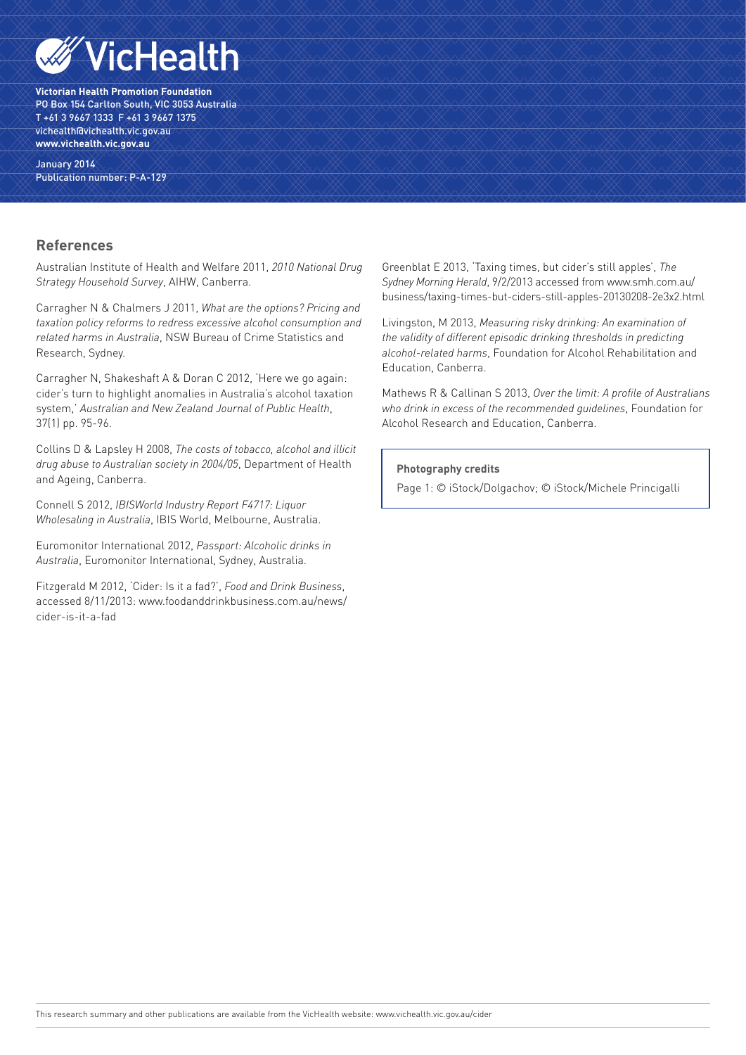VicHealth

**Victorian Health Promotion Foundation**
PO Box 154 Carlton South, VIC 3053 Australia
T +61 3 9667 1333 F +61 3 9667 1375
vichealth@vichealth.vic.gov.au
**www.vichealth.vic.gov.au**

January 2014
Publication number: P-A-129

## References

Australian Institute of Health and Welfare 2011, *2010 National Drug Strategy Household Survey*, AIHW, Canberra.

Carragher N & Chalmers J 2011, *What are the options? Pricing and taxation policy reforms to redress excessive alcohol consumption and related harms in Australia*, NSW Bureau of Crime Statistics and Research, Sydney.

Carragher N, Shakeshaft A & Doran C 2012, 'Here we go again: cider's turn to highlight anomalies in Australia's alcohol taxation system,' *Australian and New Zealand Journal of Public Health*, 37(1) pp. 95-96.

Collins D & Lapsley H 2008, *The costs of tobacco, alcohol and illicit drug abuse to Australian society in 2004/05*, Department of Health and Ageing, Canberra.

Connell S 2012, *IBISWorld Industry Report F4717: Liquor Wholesaling in Australia*, IBIS World, Melbourne, Australia.

Euromonitor International 2012, *Passport: Alcoholic drinks in Australia*, Euromonitor International, Sydney, Australia.

Fitzgerald M 2012, 'Cider: Is it a fad?', *Food and Drink Business*, accessed 8/11/2013: www.foodanddrinkbusiness.com.au/news/cider-is-it-a-fad

Greenblat E 2013, 'Taxing times, but cider's still apples', *The Sydney Morning Herald*, 9/2/2013 accessed from www.smh.com.au/business/taxing-times-but-ciders-still-apples-20130208-2e3x2.html

Livingston, M 2013, *Measuring risky drinking: An examination of the validity of different episodic drinking thresholds in predicting alcohol-related harms*, Foundation for Alcohol Rehabilitation and Education, Canberra.

Mathews R & Callinan S 2013, *Over the limit: A profile of Australians who drink in excess of the recommended guidelines*, Foundation for Alcohol Research and Education, Canberra.

**Photography credits**

Page 1: © iStock/Dolgachov; © iStock/Michele Princigalli

This research summary and other publications are available from the VicHealth website: www.vichealth.vic.gov.au/cider